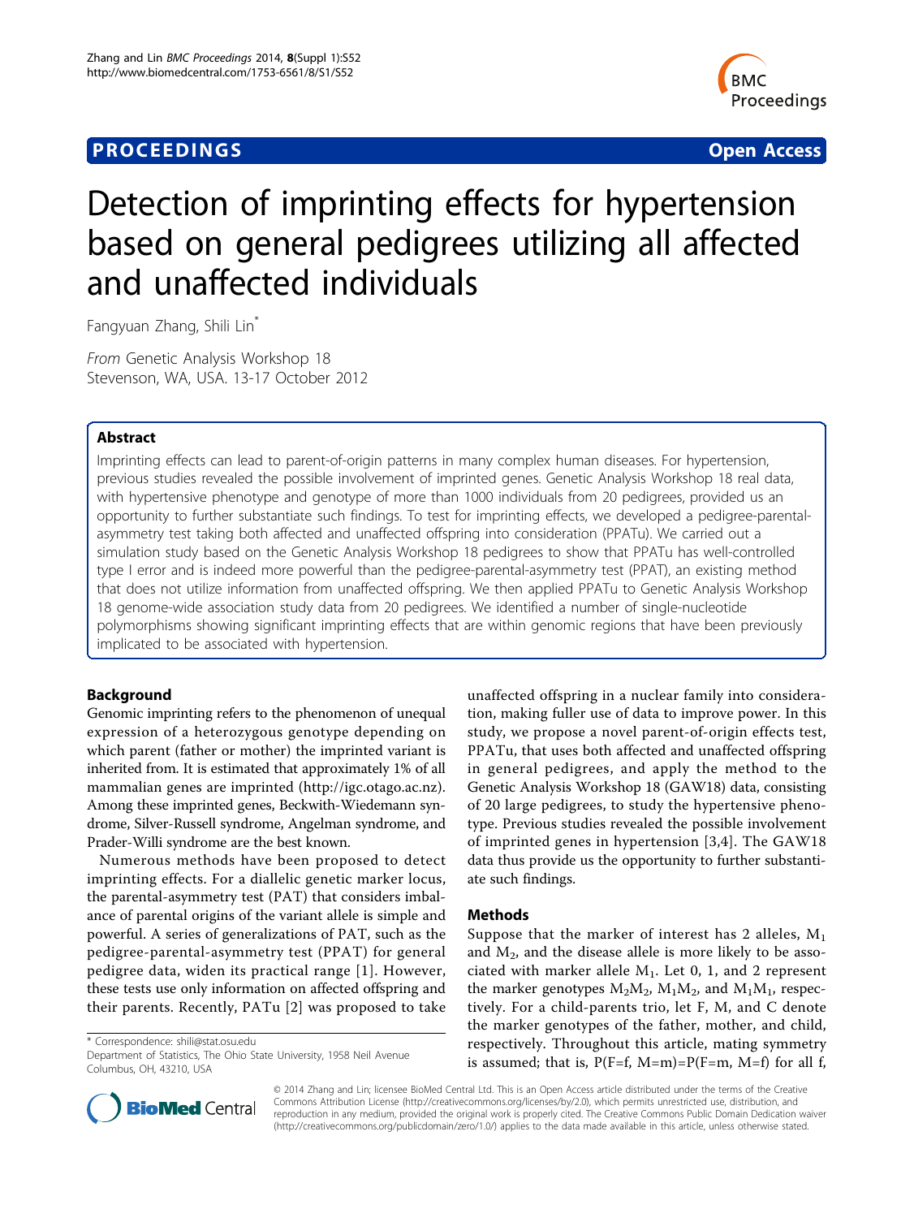**PROCEEDINGS** **Open Access**

# Detection of imprinting effects for hypertension based on general pedigrees utilizing all affected and unaffected individuals

Fangyuan Zhang, Shili Lin*

*From* Genetic Analysis Workshop 18
Stevenson, WA, USA. 13-17 October 2012

## Abstract

Imprinting effects can lead to parent-of-origin patterns in many complex human diseases. For hypertension, previous studies revealed the possible involvement of imprinted genes. Genetic Analysis Workshop 18 real data, with hypertensive phenotype and genotype of more than 1000 individuals from 20 pedigrees, provided us an opportunity to further substantiate such findings. To test for imprinting effects, we developed a pedigree-parental-asymmetry test taking both affected and unaffected offspring into consideration (PPATu). We carried out a simulation study based on the Genetic Analysis Workshop 18 pedigrees to show that PPATu has well-controlled type I error and is indeed more powerful than the pedigree-parental-asymmetry test (PPAT), an existing method that does not utilize information from unaffected offspring. We then applied PPATu to Genetic Analysis Workshop 18 genome-wide association study data from 20 pedigrees. We identified a number of single-nucleotide polymorphisms showing significant imprinting effects that are within genomic regions that have been previously implicated to be associated with hypertension.

## Background

Genomic imprinting refers to the phenomenon of unequal expression of a heterozygous genotype depending on which parent (father or mother) the imprinted variant is inherited from. It is estimated that approximately 1% of all mammalian genes are imprinted (http://igc.otago.ac.nz). Among these imprinted genes, Beckwith-Wiedemann syndrome, Silver-Russell syndrome, Angelman syndrome, and Prader-Willi syndrome are the best known.

Numerous methods have been proposed to detect imprinting effects. For a diallelic genetic marker locus, the parental-asymmetry test (PAT) that considers imbalance of parental origins of the variant allele is simple and powerful. A series of generalizations of PAT, such as the pedigree-parental-asymmetry test (PPAT) for general pedigree data, widen its practical range [1]. However, these tests use only information on affected offspring and their parents. Recently, PATu [2] was proposed to take unaffected offspring in a nuclear family into consideration, making fuller use of data to improve power. In this study, we propose a novel parent-of-origin effects test, PPATu, that uses both affected and unaffected offspring in general pedigrees, and apply the method to the Genetic Analysis Workshop 18 (GAW18) data, consisting of 20 large pedigrees, to study the hypertensive phenotype. Previous studies revealed the possible involvement of imprinted genes in hypertension [3,4]. The GAW18 data thus provide us the opportunity to further substantiate such findings.

## Methods

Suppose that the marker of interest has 2 alleles, $M_1$ and $M_2$, and the disease allele is more likely to be associated with marker allele $M_1$. Let 0, 1, and 2 represent the marker genotypes $M_2M_2$, $M_1M_2$, and $M_1M_1$, respectively. For a child-parents trio, let F, M, and C denote the marker genotypes of the father, mother, and child, respectively. Throughout this article, mating symmetry is assumed; that is, $P(F=f, M=m)=P(F=m, M=f)$ for all f,

* Correspondence: shili@stat.osu.edu
Department of Statistics, The Ohio State University, 1958 Neil Avenue Columbus, OH, 43210, USA

© 2014 Zhang and Lin; licensee BioMed Central Ltd. This is an Open Access article distributed under the terms of the Creative Commons Attribution License (http://creativecommons.org/licenses/by/2.0), which permits unrestricted use, distribution, and reproduction in any medium, provided the original work is properly cited. The Creative Commons Public Domain Dedication waiver (http://creativecommons.org/publicdomain/zero/1.0/) applies to the data made available in this article, unless otherwise stated.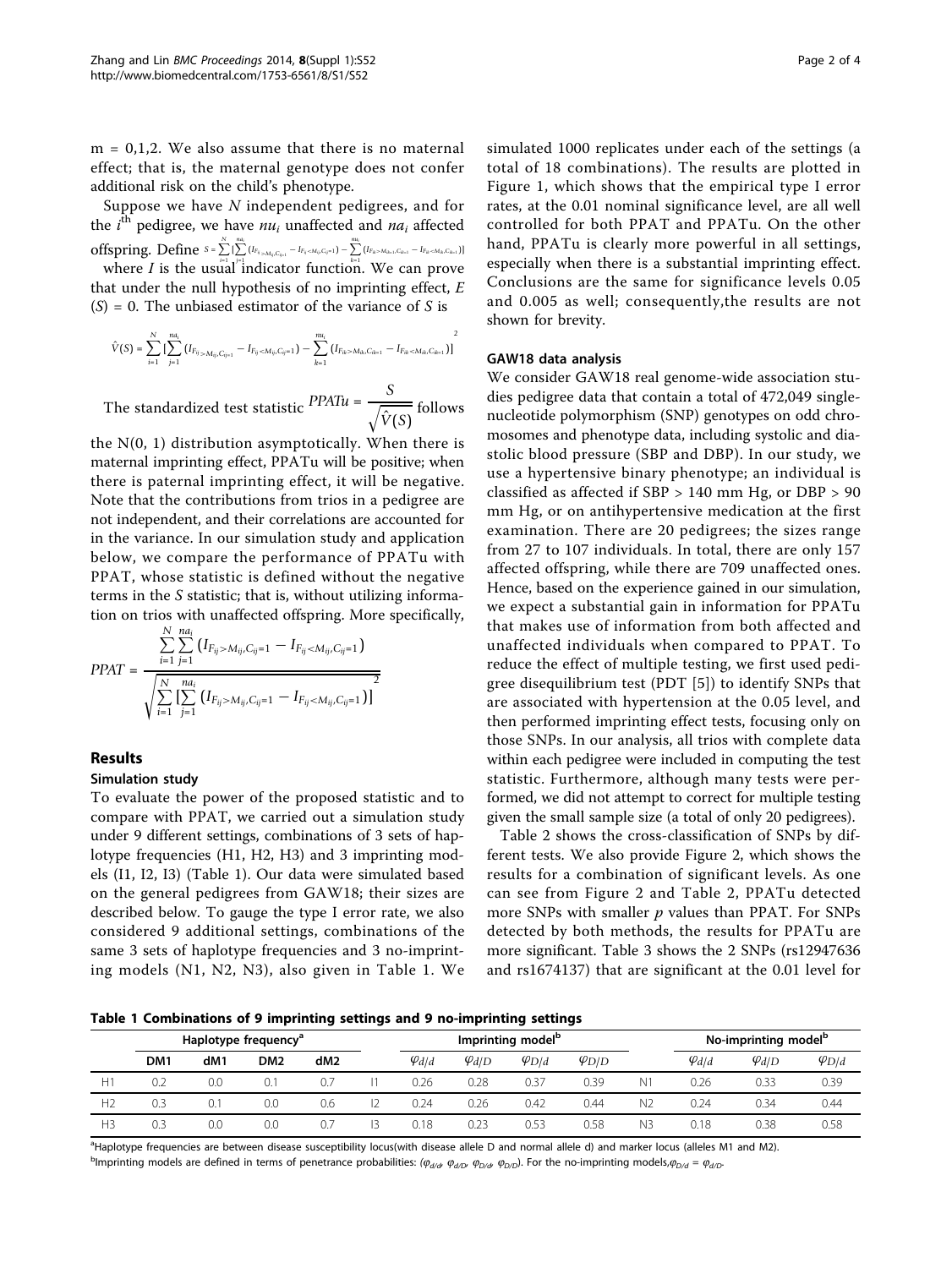m = 0,1,2. We also assume that there is no maternal effect; that is, the maternal genotype does not confer additional risk on the child's phenotype.

Suppose we have $N$ independent pedigrees, and for the $i^{th}$ pedigree, we have $nu_i$ unaffected and $na_i$ affected offspring. Define $S = \sum_{i=1}^{N} [\sum_{j=1}^{na_i} (I_{F_{ij}>M_{ij},C_{ij}=1} - I_{F_{ij}<M_{ij},C_{ij}=1}) - \sum_{k=1}^{nu_i} (I_{F_{ik}>M_{ik},C_{ik}=1} - I_{F_{ik}<M_{ik},C_{ik}=1})]$ where $I$ is the usual indicator function. We can prove that under the null hypothesis of no imprinting effect, $E(S) = 0$. The unbiased estimator of the variance of $S$ is

$$\hat{V}(S) = \sum_{i=1}^{N} [\sum_{j=1}^{na_i} (I_{F_{ij}>M_{ij},C_{ij}=1} - I_{F_{ij}<M_{ij},C_{ij}=1}) - \sum_{k=1}^{nu_i} (I_{F_{ik}>M_{ik},C_{ik}=1} - I_{F_{ik}<M_{ik},C_{ik}=1})]^2$$

The standardized test statistic $PPATu = \frac{S}{\sqrt{\hat{V}(S)}}$ follows the N(0, 1) distribution asymptotically. When there is maternal imprinting effect, PPATu will be positive; when there is paternal imprinting effect, it will be negative. Note that the contributions from trios in a pedigree are not independent, and their correlations are accounted for in the variance. In our simulation study and application below, we compare the performance of PPATu with PPAT, whose statistic is defined without the negative terms in the $S$ statistic; that is, without utilizing information on trios with unaffected offspring. More specifically,

$$PPAT = \frac{\sum_{i=1}^{N}\sum_{j=1}^{na_i} (I_{F_{ij}>M_{ij},C_{ij}=1} - I_{F_{ij}<M_{ij},C_{ij}=1})}{\sqrt{\sum_{i=1}^{N} [\sum_{j=1}^{na_i} (I_{F_{ij}>M_{ij},C_{ij}=1} - I_{F_{ij}<M_{ij},C_{ij}=1})]^2}}$$

## Results

### Simulation study

To evaluate the power of the proposed statistic and to compare with PPAT, we carried out a simulation study under 9 different settings, combinations of 3 sets of haplotype frequencies (H1, H2, H3) and 3 imprinting models (I1, I2, I3) (Table 1). Our data were simulated based on the general pedigrees from GAW18; their sizes are described below. To gauge the type I error rate, we also considered 9 additional settings, combinations of the same 3 sets of haplotype frequencies and 3 no-imprinting models (N1, N2, N3), also given in Table 1. We simulated 1000 replicates under each of the settings (a total of 18 combinations). The results are plotted in Figure 1, which shows that the empirical type I error rates, at the 0.01 nominal significance level, are all well controlled for both PPAT and PPATu. On the other hand, PPATu is clearly more powerful in all settings, especially when there is a substantial imprinting effect. Conclusions are the same for significance levels 0.05 and 0.005 as well; consequently,the results are not shown for brevity.

### GAW18 data analysis

We consider GAW18 real genome-wide association studies pedigree data that contain a total of 472,049 single-nucleotide polymorphism (SNP) genotypes on odd chromosomes and phenotype data, including systolic and diastolic blood pressure (SBP and DBP). In our study, we use a hypertensive binary phenotype; an individual is classified as affected if SBP > 140 mm Hg, or DBP > 90 mm Hg, or on antihypertensive medication at the first examination. There are 20 pedigrees; the sizes range from 27 to 107 individuals. In total, there are only 157 affected offspring, while there are 709 unaffected ones. Hence, based on the experience gained in our simulation, we expect a substantial gain in information for PPATu that makes use of information from both affected and unaffected individuals when compared to PPAT. To reduce the effect of multiple testing, we first used pedigree disequilibrium test (PDT [5]) to identify SNPs that are associated with hypertension at the 0.05 level, and then performed imprinting effect tests, focusing only on those SNPs. In our analysis, all trios with complete data within each pedigree were included in computing the test statistic. Furthermore, although many tests were performed, we did not attempt to correct for multiple testing given the small sample size (a total of only 20 pedigrees).

Table 2 shows the cross-classification of SNPs by different tests. We also provide Figure 2, which shows the results for a combination of significant levels. As one can see from Figure 2 and Table 2, PPATu detected more SNPs with smaller $p$ values than PPAT. For SNPs detected by both methods, the results for PPATu are more significant. Table 3 shows the 2 SNPs (rs12947636 and rs1674137) that are significant at the 0.01 level for

**Table 1 Combinations of 9 imprinting settings and 9 no-imprinting settings**

| | Haplotype frequency[a] | | | | | Imprinting model[b] | | | | | No-imprinting model[b] | | |
|---|---|---|---|---|---|---|---|---|---|---|---|---|---|
| | DM1 | dM1 | DM2 | dM2 | | $\varphi_{d/d}$ | $\varphi_{d/D}$ | $\varphi_{D/d}$ | $\varphi_{D/D}$ | | $\varphi_{d/d}$ | $\varphi_{d/D}$ | $\varphi_{D/d}$ |
| H1 | 0.2 | 0.0 | 0.1 | 0.7 | I1 | 0.26 | 0.28 | 0.37 | 0.39 | N1 | 0.26 | 0.33 | 0.39 |
| H2 | 0.3 | 0.1 | 0.0 | 0.6 | I2 | 0.24 | 0.26 | 0.42 | 0.44 | N2 | 0.24 | 0.34 | 0.44 |
| H3 | 0.3 | 0.0 | 0.0 | 0.7 | I3 | 0.18 | 0.23 | 0.53 | 0.58 | N3 | 0.18 | 0.38 | 0.58 |

[a]Haplotype frequencies are between disease susceptibility locus(with disease allele D and normal allele d) and marker locus (alleles M1 and M2).

[b]Imprinting models are defined in terms of penetrance probabilities: ($\varphi_{d/d}$, $\varphi_{d/D}$, $\varphi_{D/d}$, $\varphi_{D/D}$). For the no-imprinting models, $\varphi_{D/d} = \varphi_{d/D}$.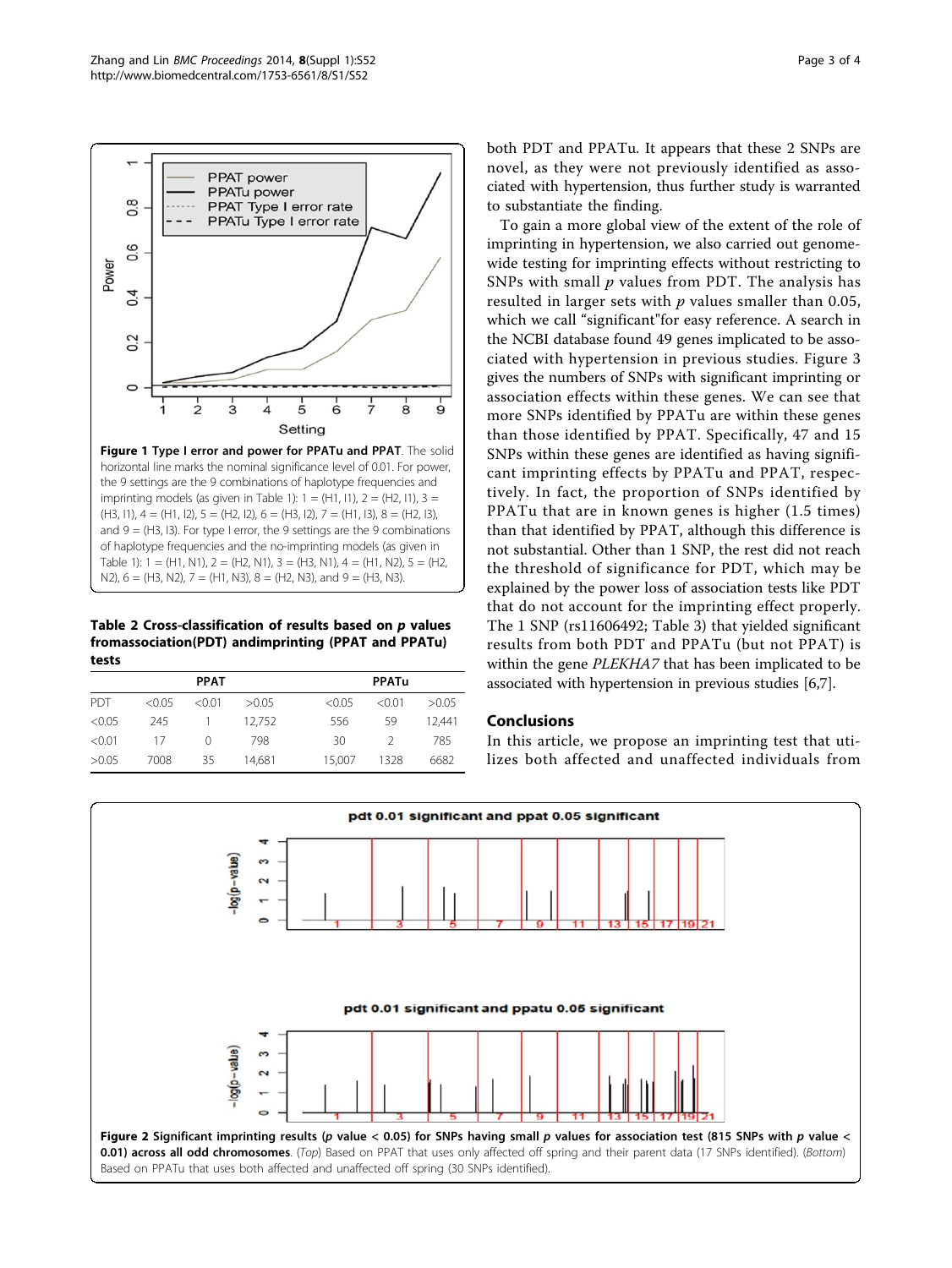**Figure 1 Type I error and power for PPATu and PPAT.** The solid horizontal line marks the nominal significance level of 0.01. For power, the 9 settings are the 9 combinations of haplotype frequencies and imprinting models (as given in Table 1): 1 = (H1, I1), 2 = (H2, I1), 3 = (H3, I1), 4 = (H1, I2), 5 = (H2, I2), 6 = (H3, I2), 7 = (H1, I3), 8 = (H2, I3), and 9 = (H3, I3). For type I error, the 9 settings are the 9 combinations of haplotype frequencies and the no-imprinting models (as given in Table 1): 1 = (H1, N1), 2 = (H2, N1), 3 = (H3, N1), 4 = (H1, N2), 5 = (H2, N2), 6 = (H3, N2), 7 = (H1, N3), 8 = (H2, N3), and 9 = (H3, N3).

**Table 2 Cross-classification of results based on $p$ values fromassociation(PDT) andimprinting (PPAT and PPATu) tests**

| | PPAT | | | PPATu | | |
|---|---|---|---|---|---|---|
| PDT | <0.05 | <0.01 | >0.05 | <0.05 | <0.01 | >0.05 |
| <0.05 | 245 | 1 | 12,752 | 556 | 59 | 12,441 |
| <0.01 | 17 | 0 | 798 | 30 | 2 | 785 |
| >0.05 | 7008 | 35 | 14,681 | 15,007 | 1328 | 6682 |

both PDT and PPATu. It appears that these 2 SNPs are novel, as they were not previously identified as associated with hypertension, thus further study is warranted to substantiate the finding.

To gain a more global view of the extent of the role of imprinting in hypertension, we also carried out genome-wide testing for imprinting effects without restricting to SNPs with small $p$ values from PDT. The analysis has resulted in larger sets with $p$ values smaller than 0.05, which we call "significant"for easy reference. A search in the NCBI database found 49 genes implicated to be associated with hypertension in previous studies. Figure 3 gives the numbers of SNPs with significant imprinting or association effects within these genes. We can see that more SNPs identified by PPATu are within these genes than those identified by PPAT. Specifically, 47 and 15 SNPs within these genes are identified as having significant imprinting effects by PPATu and PPAT, respectively. In fact, the proportion of SNPs identified by PPATu that are in known genes is higher (1.5 times) than that identified by PPAT, although this difference is not substantial. Other than 1 SNP, the rest did not reach the threshold of significance for PDT, which may be explained by the power loss of association tests like PDT that do not account for the imprinting effect properly. The 1 SNP (rs11606492; Table 3) that yielded significant results from both PDT and PPATu (but not PPAT) is within the gene *PLEKHA7* that has been implicated to be associated with hypertension in previous studies [6,7].

## Conclusions

In this article, we propose an imprinting test that utilizes both affected and unaffected individuals from

**Figure 2 Significant imprinting results ($p$ value < 0.05) for SNPs having small $p$ values for association test (815 SNPs with $p$ value < 0.01) across all odd chromosomes**. (*Top*) Based on PPAT that uses only affected off spring and their parent data (17 SNPs identified). (*Bottom*) Based on PPATu that uses both affected and unaffected off spring (30 SNPs identified).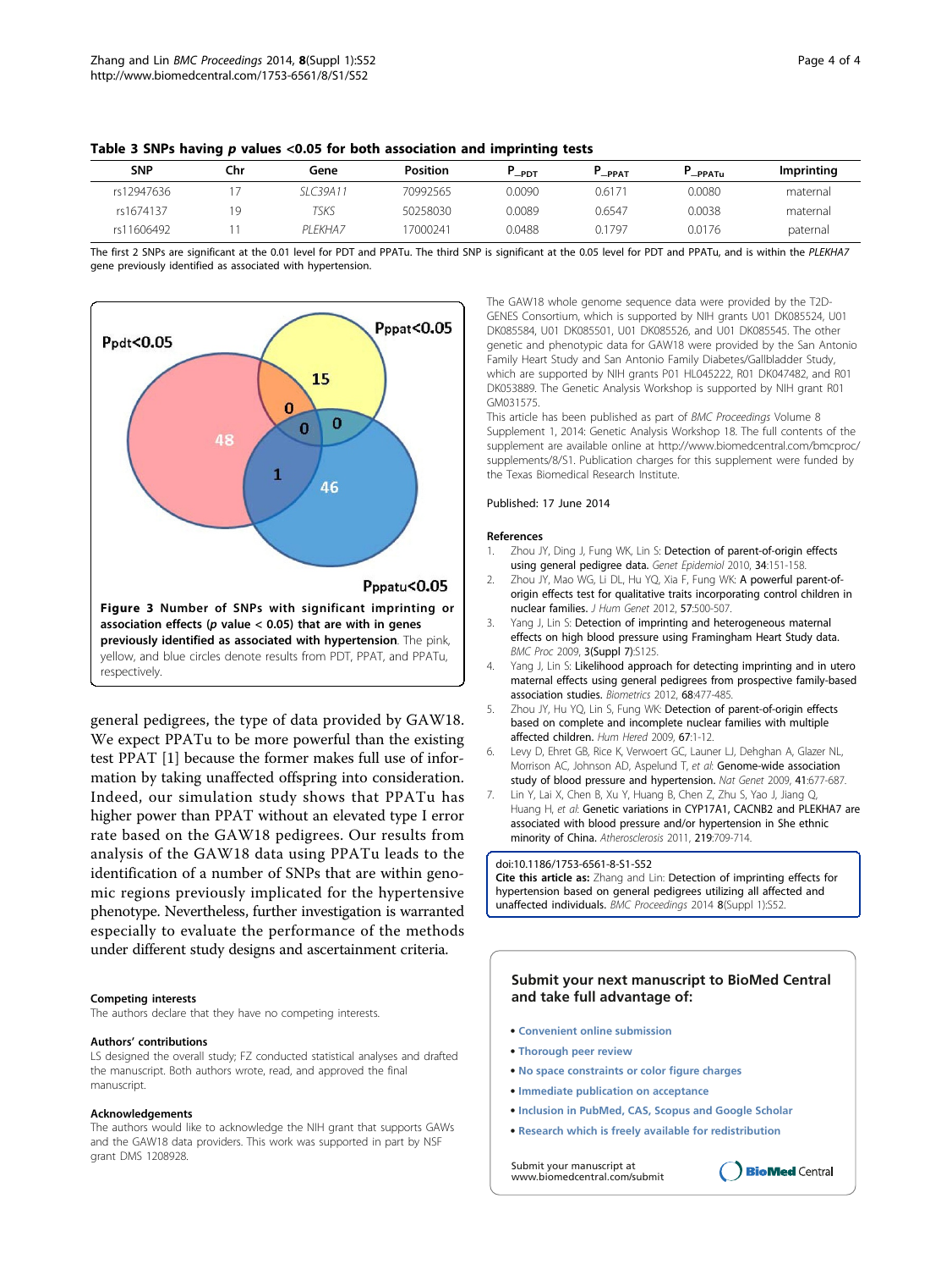**Table 3 SNPs having $p$ values <0.05 for both association and imprinting tests**

| SNP | Chr | Gene | Position | $P_{\_PDT}$ | $P_{\_PPAT}$ | $P_{\_PPATu}$ | Imprinting |
|---|---|---|---|---|---|---|---|
| rs12947636 | 17 | *SLC39A11* | 70992565 | 0.0090 | 0.6171 | 0.0080 | maternal |
| rs1674137 | 19 | *TSKS* | 50258030 | 0.0089 | 0.6547 | 0.0038 | maternal |
| rs11606492 | 11 | *PLEKHA7* | 17000241 | 0.0488 | 0.1797 | 0.0176 | paternal |

The first 2 SNPs are significant at the 0.01 level for PDT and PPATu. The third SNP is significant at the 0.05 level for PDT and PPATu, and is within the *PLEKHA7* gene previously identified as associated with hypertension.

Ppdt<0.05

Pppat<0.05

Pppatu<0.05

48

15

0

0

0

1

46

**Figure 3 Number of SNPs with significant imprinting or association effects ($p$ value < 0.05) that are with in genes previously identified as associated with hypertension**. The pink, yellow, and blue circles denote results from PDT, PPAT, and PPATu, respectively.

general pedigrees, the type of data provided by GAW18. We expect PPATu to be more powerful than the existing test PPAT [1] because the former makes full use of information by taking unaffected offspring into consideration. Indeed, our simulation study shows that PPATu has higher power than PPAT without an elevated type I error rate based on the GAW18 pedigrees. Our results from analysis of the GAW18 data using PPATu leads to the identification of a number of SNPs that are within genomic regions previously implicated for the hypertensive phenotype. Nevertheless, further investigation is warranted especially to evaluate the performance of the methods under different study designs and ascertainment criteria.

#### Competing interests

The authors declare that they have no competing interests.

#### Authors' contributions

LS designed the overall study; FZ conducted statistical analyses and drafted the manuscript. Both authors wrote, read, and approved the final manuscript.

#### Acknowledgements

The authors would like to acknowledge the NIH grant that supports GAWs and the GAW18 data providers. This work was supported in part by NSF grant DMS 1208928.

The GAW18 whole genome sequence data were provided by the T2D-GENES Consortium, which is supported by NIH grants U01 DK085524, U01 DK085584, U01 DK085501, U01 DK085526, and U01 DK085545. The other genetic and phenotypic data for GAW18 were provided by the San Antonio Family Heart Study and San Antonio Family Diabetes/Gallbladder Study, which are supported by NIH grants P01 HL045222, R01 DK047482, and R01 DK053889. The Genetic Analysis Workshop is supported by NIH grant R01 GM031575.

This article has been published as part of *BMC Proceedings* Volume 8 Supplement 1, 2014: Genetic Analysis Workshop 18. The full contents of the supplement are available online at http://www.biomedcentral.com/bmcproc/supplements/8/S1. Publication charges for this supplement were funded by the Texas Biomedical Research Institute.

Published: 17 June 2014

#### References

1. Zhou JY, Ding J, Fung WK, Lin S: **Detection of parent-of-origin effects using general pedigree data.** *Genet Epidemiol* 2010, **34**:151-158.
2. Zhou JY, Mao WG, Li DL, Hu YQ, Xia F, Fung WK: **A powerful parent-of-origin effects test for qualitative traits incorporating control children in nuclear families.** *J Hum Genet* 2012, **57**:500-507.
3. Yang J, Lin S: **Detection of imprinting and heterogeneous maternal effects on high blood pressure using Framingham Heart Study data.** *BMC Proc* 2009, **3(Suppl 7)**:S125.
4. Yang J, Lin S: **Likelihood approach for detecting imprinting and in utero maternal effects using general pedigrees from prospective family-based association studies.** *Biometrics* 2012, **68**:477-485.
5. Zhou JY, Hu YQ, Lin S, Fung WK: **Detection of parent-of-origin effects based on complete and incomplete nuclear families with multiple affected children.** *Hum Hered* 2009, **67**:1-12.
6. Levy D, Ehret GB, Rice K, Verwoert GC, Launer LJ, Dehghan A, Glazer NL, Morrison AC, Johnson AD, Aspelund T, *et al*: **Genome-wide association study of blood pressure and hypertension.** *Nat Genet* 2009, **41**:677-687.
7. Lin Y, Lai X, Chen B, Xu Y, Huang B, Chen Z, Zhu S, Yao J, Jiang Q, Huang H, *et al*: **Genetic variations in CYP17A1, CACNB2 and PLEKHA7 are associated with blood pressure and/or hypertension in She ethnic minority of China.** *Atherosclerosis* 2011, **219**:709-714.

doi:10.1186/1753-6561-8-S1-S52

**Cite this article as:** Zhang and Lin: Detection of imprinting effects for hypertension based on general pedigrees utilizing all affected and unaffected individuals. *BMC Proceedings* 2014 8(Suppl 1):S52.

**Submit your next manuscript to BioMed Central and take full advantage of:**

- Convenient online submission
- Thorough peer review
- No space constraints or color figure charges
- Immediate publication on acceptance
- Inclusion in PubMed, CAS, Scopus and Google Scholar
- Research which is freely available for redistribution

Submit your manuscript at www.biomedcentral.com/submit

BioMed Central